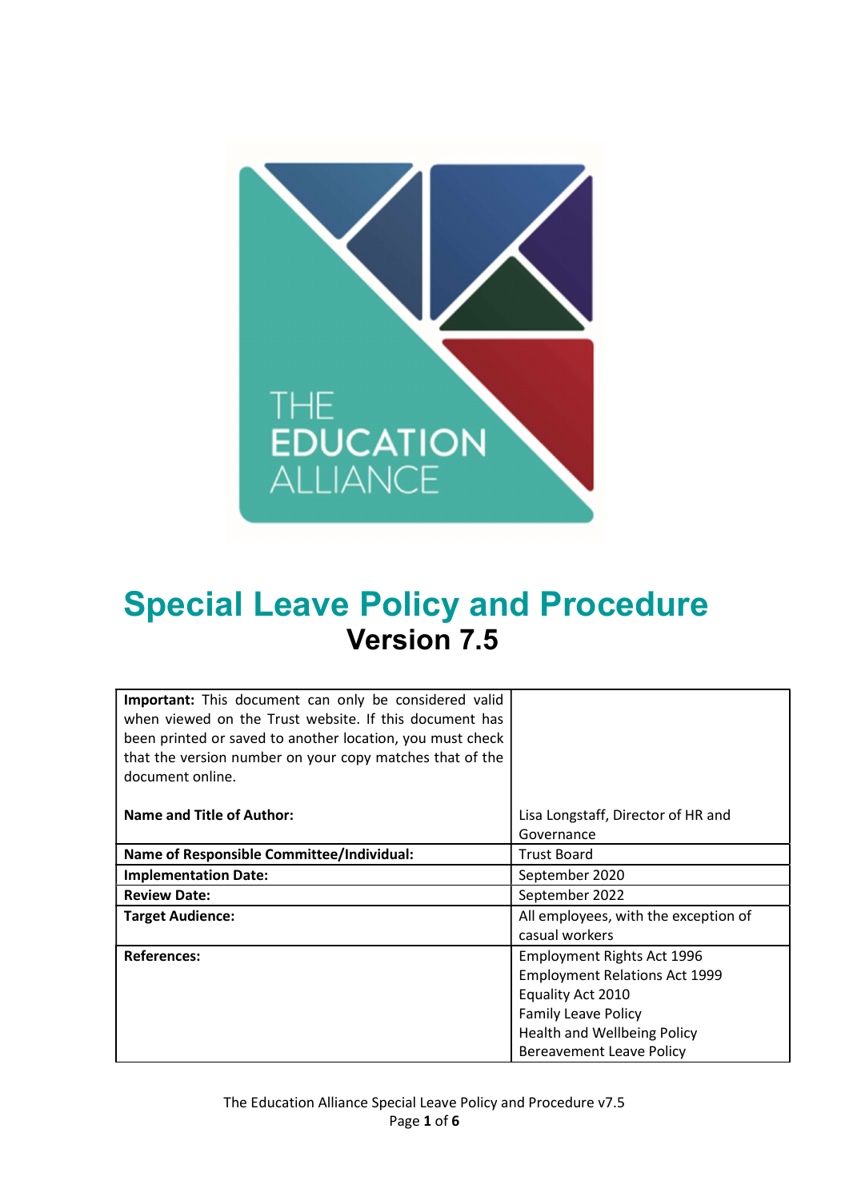# Special Leave Policy and Procedure

## Version 7.5

| **Important:** This document can only be considered valid when viewed on the Trust website. If this document has been printed or saved to another location, you must check that the version number on your copy matches that of the document online. | |
|---|---|
| **Name and Title of Author:** | Lisa Longstaff, Director of HR and Governance |
| **Name of Responsible Committee/Individual:** | Trust Board |
| **Implementation Date:** | September 2020 |
| **Review Date:** | September 2022 |
| **Target Audience:** | All employees, with the exception of casual workers |
| **References:** | Employment Rights Act 1996<br>Employment Relations Act 1999<br>Equality Act 2010<br>Family Leave Policy<br>Health and Wellbeing Policy<br>Bereavement Leave Policy |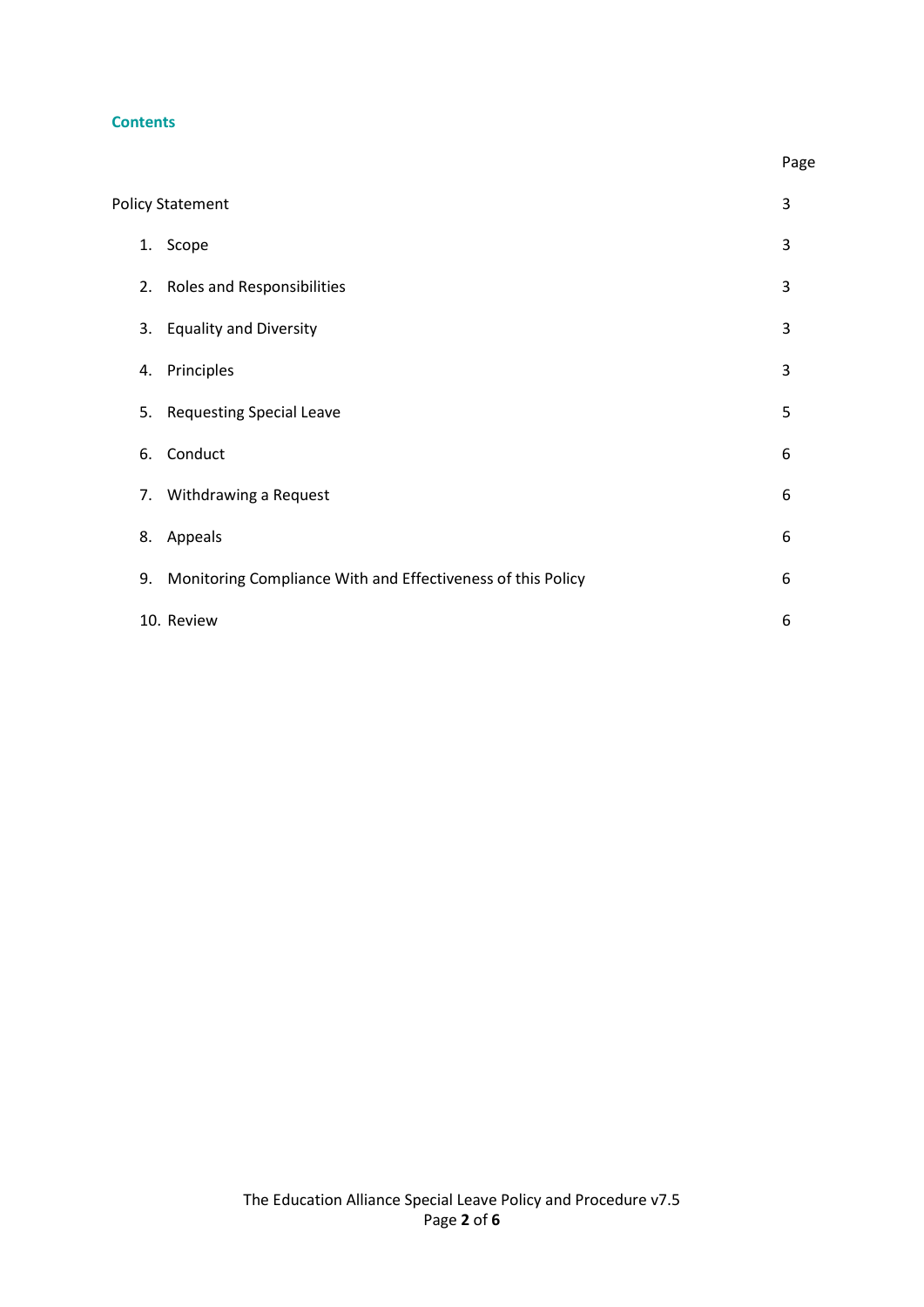## Contents

| | Page |
|---|---|
| Policy Statement | 3 |
| 1. Scope | 3 |
| 2. Roles and Responsibilities | 3 |
| 3. Equality and Diversity | 3 |
| 4. Principles | 3 |
| 5. Requesting Special Leave | 5 |
| 6. Conduct | 6 |
| 7. Withdrawing a Request | 6 |
| 8. Appeals | 6 |
| 9. Monitoring Compliance With and Effectiveness of this Policy | 6 |
| 10. Review | 6 |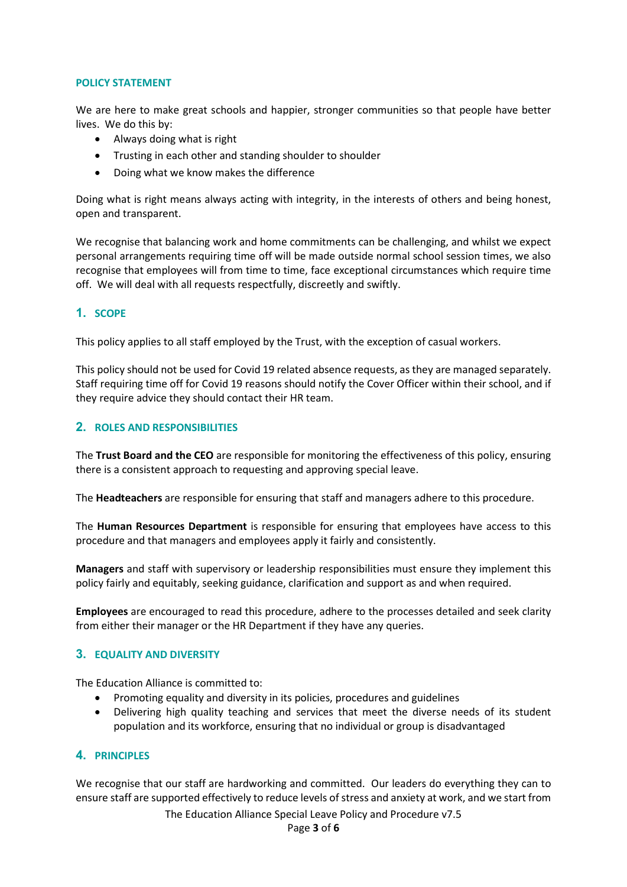## POLICY STATEMENT

We are here to make great schools and happier, stronger communities so that people have better lives. We do this by:

- Always doing what is right
- Trusting in each other and standing shoulder to shoulder
- Doing what we know makes the difference

Doing what is right means always acting with integrity, in the interests of others and being honest, open and transparent.

We recognise that balancing work and home commitments can be challenging, and whilst we expect personal arrangements requiring time off will be made outside normal school session times, we also recognise that employees will from time to time, face exceptional circumstances which require time off. We will deal with all requests respectfully, discreetly and swiftly.

## 1. SCOPE

This policy applies to all staff employed by the Trust, with the exception of casual workers.

This policy should not be used for Covid 19 related absence requests, as they are managed separately. Staff requiring time off for Covid 19 reasons should notify the Cover Officer within their school, and if they require advice they should contact their HR team.

## 2. ROLES AND RESPONSIBILITIES

The **Trust Board and the CEO** are responsible for monitoring the effectiveness of this policy, ensuring there is a consistent approach to requesting and approving special leave.

The **Headteachers** are responsible for ensuring that staff and managers adhere to this procedure.

The **Human Resources Department** is responsible for ensuring that employees have access to this procedure and that managers and employees apply it fairly and consistently.

**Managers** and staff with supervisory or leadership responsibilities must ensure they implement this policy fairly and equitably, seeking guidance, clarification and support as and when required.

**Employees** are encouraged to read this procedure, adhere to the processes detailed and seek clarity from either their manager or the HR Department if they have any queries.

## 3. EQUALITY AND DIVERSITY

The Education Alliance is committed to:

- Promoting equality and diversity in its policies, procedures and guidelines
- Delivering high quality teaching and services that meet the diverse needs of its student population and its workforce, ensuring that no individual or group is disadvantaged

## 4. PRINCIPLES

We recognise that our staff are hardworking and committed. Our leaders do everything they can to ensure staff are supported effectively to reduce levels of stress and anxiety at work, and we start from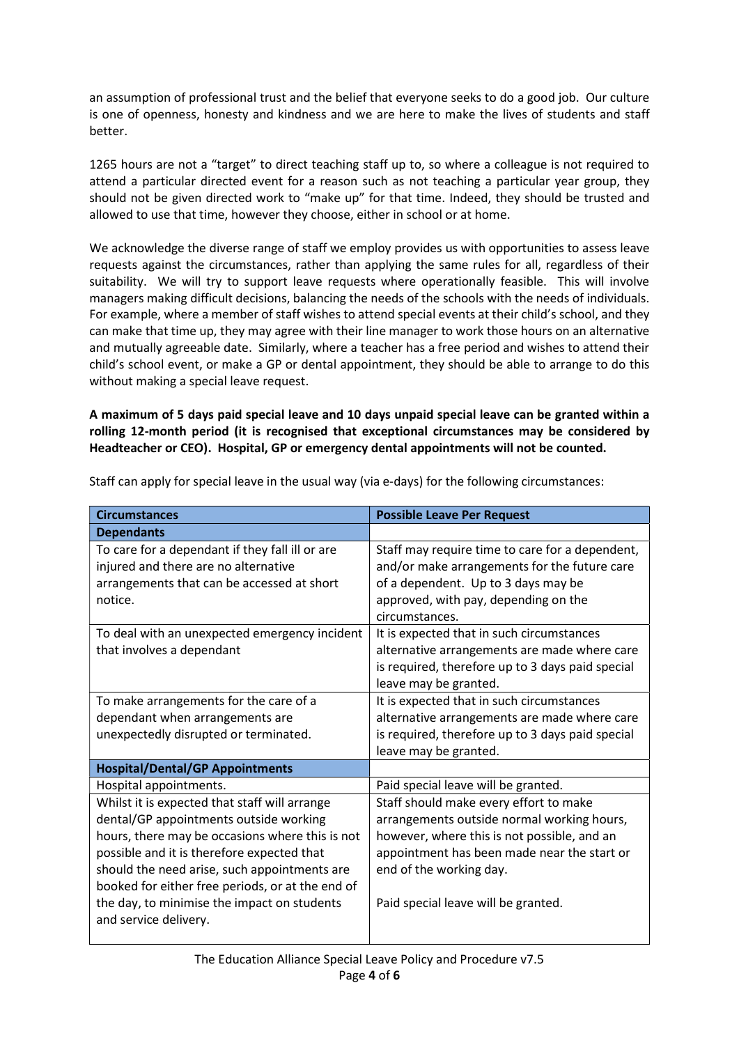an assumption of professional trust and the belief that everyone seeks to do a good job. Our culture is one of openness, honesty and kindness and we are here to make the lives of students and staff better.

1265 hours are not a "target" to direct teaching staff up to, so where a colleague is not required to attend a particular directed event for a reason such as not teaching a particular year group, they should not be given directed work to "make up" for that time. Indeed, they should be trusted and allowed to use that time, however they choose, either in school or at home.

We acknowledge the diverse range of staff we employ provides us with opportunities to assess leave requests against the circumstances, rather than applying the same rules for all, regardless of their suitability. We will try to support leave requests where operationally feasible. This will involve managers making difficult decisions, balancing the needs of the schools with the needs of individuals. For example, where a member of staff wishes to attend special events at their child's school, and they can make that time up, they may agree with their line manager to work those hours on an alternative and mutually agreeable date. Similarly, where a teacher has a free period and wishes to attend their child's school event, or make a GP or dental appointment, they should be able to arrange to do this without making a special leave request.

**A maximum of 5 days paid special leave and 10 days unpaid special leave can be granted within a rolling 12-month period (it is recognised that exceptional circumstances may be considered by Headteacher or CEO). Hospital, GP or emergency dental appointments will not be counted.**

Staff can apply for special leave in the usual way (via e-days) for the following circumstances:

| **Circumstances** | **Possible Leave Per Request** |
|---|---|
| **Dependants** | |
| To care for a dependant if they fall ill or are injured and there are no alternative arrangements that can be accessed at short notice. | Staff may require time to care for a dependent, and/or make arrangements for the future care of a dependent. Up to 3 days may be approved, with pay, depending on the circumstances. |
| To deal with an unexpected emergency incident that involves a dependant | It is expected that in such circumstances alternative arrangements are made where care is required, therefore up to 3 days paid special leave may be granted. |
| To make arrangements for the care of a dependant when arrangements are unexpectedly disrupted or terminated. | It is expected that in such circumstances alternative arrangements are made where care is required, therefore up to 3 days paid special leave may be granted. |
| **Hospital/Dental/GP Appointments** | |
| Hospital appointments. | Paid special leave will be granted. |
| Whilst it is expected that staff will arrange dental/GP appointments outside working hours, there may be occasions where this is not possible and it is therefore expected that should the need arise, such appointments are booked for either free periods, or at the end of the day, to minimise the impact on students and service delivery. | Staff should make every effort to make arrangements outside normal working hours, however, where this is not possible, and an appointment has been made near the start or end of the working day.<br><br>Paid special leave will be granted. |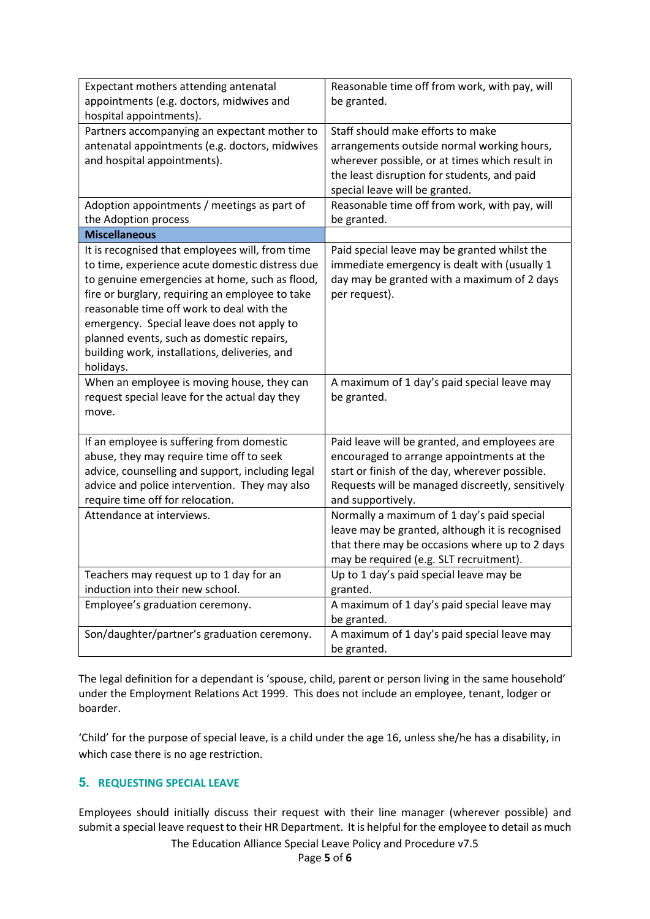| | |
|---|---|
| Expectant mothers attending antenatal appointments (e.g. doctors, midwives and hospital appointments). | Reasonable time off from work, with pay, will be granted. |
| Partners accompanying an expectant mother to antenatal appointments (e.g. doctors, midwives and hospital appointments). | Staff should make efforts to make arrangements outside normal working hours, wherever possible, or at times which result in the least disruption for students, and paid special leave will be granted. |
| Adoption appointments / meetings as part of the Adoption process | Reasonable time off from work, with pay, will be granted. |
| **Miscellaneous** | |
| It is recognised that employees will, from time to time, experience acute domestic distress due to genuine emergencies at home, such as flood, fire or burglary, requiring an employee to take reasonable time off work to deal with the emergency. Special leave does not apply to planned events, such as domestic repairs, building work, installations, deliveries, and holidays. | Paid special leave may be granted whilst the immediate emergency is dealt with (usually 1 day may be granted with a maximum of 2 days per request). |
| When an employee is moving house, they can request special leave for the actual day they move. | A maximum of 1 day's paid special leave may be granted. |
| If an employee is suffering from domestic abuse, they may require time off to seek advice, counselling and support, including legal advice and police intervention. They may also require time off for relocation. | Paid leave will be granted, and employees are encouraged to arrange appointments at the start or finish of the day, wherever possible. Requests will be managed discreetly, sensitively and supportively. |
| Attendance at interviews. | Normally a maximum of 1 day's paid special leave may be granted, although it is recognised that there may be occasions where up to 2 days may be required (e.g. SLT recruitment). |
| Teachers may request up to 1 day for an induction into their new school. | Up to 1 day's paid special leave may be granted. |
| Employee's graduation ceremony. | A maximum of 1 day's paid special leave may be granted. |
| Son/daughter/partner's graduation ceremony. | A maximum of 1 day's paid special leave may be granted. |

The legal definition for a dependant is 'spouse, child, parent or person living in the same household' under the Employment Relations Act 1999. This does not include an employee, tenant, lodger or boarder.

'Child' for the purpose of special leave, is a child under the age 16, unless she/he has a disability, in which case there is no age restriction.

## 5. REQUESTING SPECIAL LEAVE

Employees should initially discuss their request with their line manager (wherever possible) and submit a special leave request to their HR Department. It is helpful for the employee to detail as much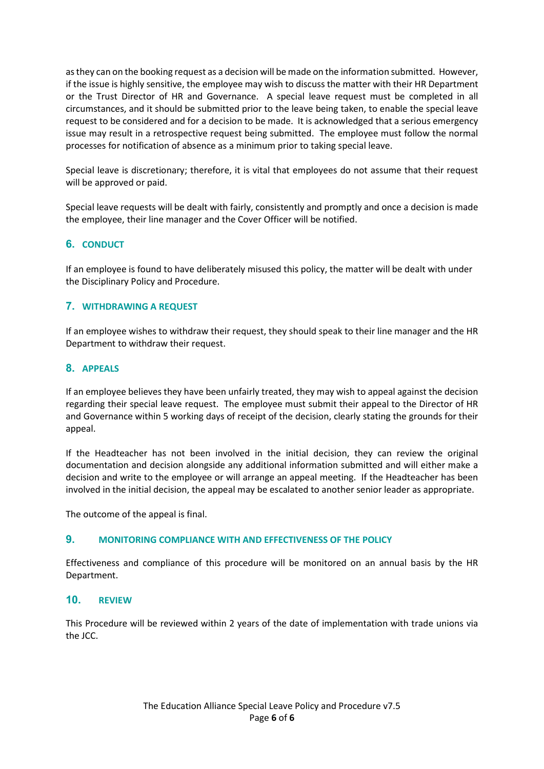as they can on the booking request as a decision will be made on the information submitted. However, if the issue is highly sensitive, the employee may wish to discuss the matter with their HR Department or the Trust Director of HR and Governance. A special leave request must be completed in all circumstances, and it should be submitted prior to the leave being taken, to enable the special leave request to be considered and for a decision to be made. It is acknowledged that a serious emergency issue may result in a retrospective request being submitted. The employee must follow the normal processes for notification of absence as a minimum prior to taking special leave.

Special leave is discretionary; therefore, it is vital that employees do not assume that their request will be approved or paid.

Special leave requests will be dealt with fairly, consistently and promptly and once a decision is made the employee, their line manager and the Cover Officer will be notified.

## 6. CONDUCT

If an employee is found to have deliberately misused this policy, the matter will be dealt with under the Disciplinary Policy and Procedure.

## 7. WITHDRAWING A REQUEST

If an employee wishes to withdraw their request, they should speak to their line manager and the HR Department to withdraw their request.

## 8. APPEALS

If an employee believes they have been unfairly treated, they may wish to appeal against the decision regarding their special leave request. The employee must submit their appeal to the Director of HR and Governance within 5 working days of receipt of the decision, clearly stating the grounds for their appeal.

If the Headteacher has not been involved in the initial decision, they can review the original documentation and decision alongside any additional information submitted and will either make a decision and write to the employee or will arrange an appeal meeting. If the Headteacher has been involved in the initial decision, the appeal may be escalated to another senior leader as appropriate.

The outcome of the appeal is final.

## 9. MONITORING COMPLIANCE WITH AND EFFECTIVENESS OF THE POLICY

Effectiveness and compliance of this procedure will be monitored on an annual basis by the HR Department.

## 10. REVIEW

This Procedure will be reviewed within 2 years of the date of implementation with trade unions via the JCC.